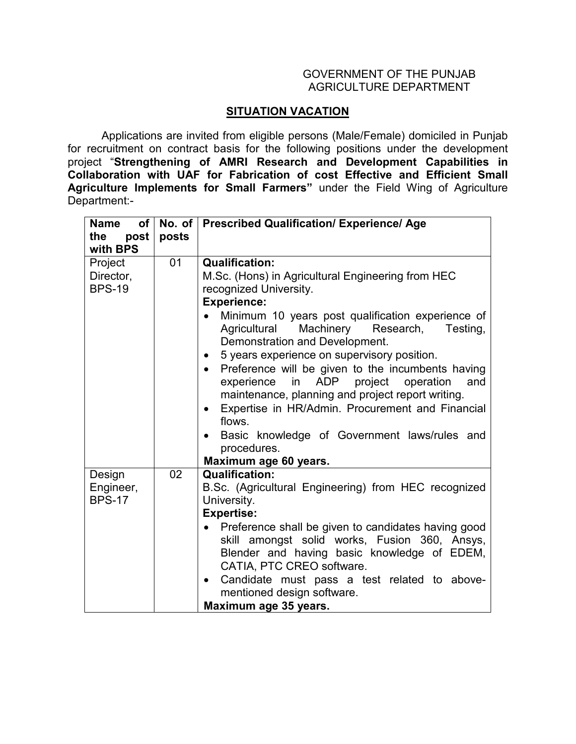GOVERNMENT OF THE PUNJAB
AGRICULTURE DEPARTMENT

## SITUATION VACATION

Applications are invited from eligible persons (Male/Female) domiciled in Punjab for recruitment on contract basis for the following positions under the development project "**Strengthening of AMRI Research and Development Capabilities in Collaboration with UAF for Fabrication of cost Effective and Efficient Small Agriculture Implements for Small Farmers"** under the Field Wing of Agriculture Department:-

| Name of the post with BPS | No. of posts | Prescribed Qualification/ Experience/ Age |
|---|---|---|
| Project Director, BPS-19 | 01 | **Qualification:**<br>M.Sc. (Hons) in Agricultural Engineering from HEC recognized University.<br>**Experience:**<br>• Minimum 10 years post qualification experience of Agricultural Machinery Research, Testing, Demonstration and Development.<br>• 5 years experience on supervisory position.<br>• Preference will be given to the incumbents having experience in ADP project operation and maintenance, planning and project report writing.<br>• Expertise in HR/Admin. Procurement and Financial flows.<br>• Basic knowledge of Government laws/rules and procedures.<br>**Maximum age 60 years.** |
| Design Engineer, BPS-17 | 02 | **Qualification:**<br>B.Sc. (Agricultural Engineering) from HEC recognized University.<br>**Expertise:**<br>• Preference shall be given to candidates having good skill amongst solid works, Fusion 360, Ansys, Blender and having basic knowledge of EDEM, CATIA, PTC CREO software.<br>• Candidate must pass a test related to above-mentioned design software.<br>**Maximum age 35 years.** |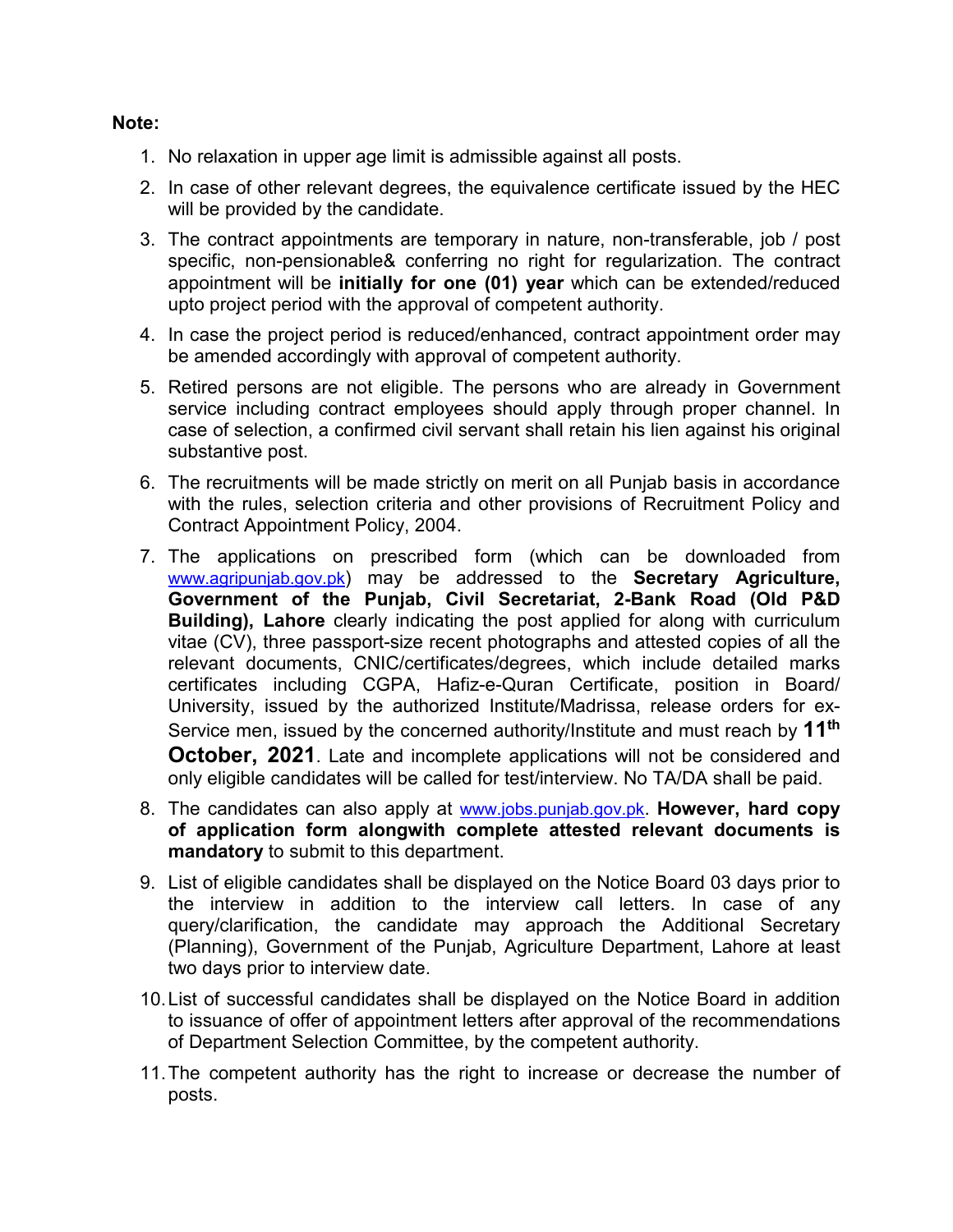**Note:**

1. No relaxation in upper age limit is admissible against all posts.
2. In case of other relevant degrees, the equivalence certificate issued by the HEC will be provided by the candidate.
3. The contract appointments are temporary in nature, non-transferable, job / post specific, non-pensionable& conferring no right for regularization. The contract appointment will be **initially for one (01) year** which can be extended/reduced upto project period with the approval of competent authority.
4. In case the project period is reduced/enhanced, contract appointment order may be amended accordingly with approval of competent authority.
5. Retired persons are not eligible. The persons who are already in Government service including contract employees should apply through proper channel. In case of selection, a confirmed civil servant shall retain his lien against his original substantive post.
6. The recruitments will be made strictly on merit on all Punjab basis in accordance with the rules, selection criteria and other provisions of Recruitment Policy and Contract Appointment Policy, 2004.
7. The applications on prescribed form (which can be downloaded from www.agripunjab.gov.pk) may be addressed to the **Secretary Agriculture, Government of the Punjab, Civil Secretariat, 2-Bank Road (Old P&D Building), Lahore** clearly indicating the post applied for along with curriculum vitae (CV), three passport-size recent photographs and attested copies of all the relevant documents, CNIC/certificates/degrees, which include detailed marks certificates including CGPA, Hafiz-e-Quran Certificate, position in Board/ University, issued by the authorized Institute/Madrissa, release orders for ex-Service men, issued by the concerned authority/Institute and must reach by **11th October, 2021**. Late and incomplete applications will not be considered and only eligible candidates will be called for test/interview. No TA/DA shall be paid.
8. The candidates can also apply at www.jobs.punjab.gov.pk. **However, hard copy of application form alongwith complete attested relevant documents is mandatory** to submit to this department.
9. List of eligible candidates shall be displayed on the Notice Board 03 days prior to the interview in addition to the interview call letters. In case of any query/clarification, the candidate may approach the Additional Secretary (Planning), Government of the Punjab, Agriculture Department, Lahore at least two days prior to interview date.
10. List of successful candidates shall be displayed on the Notice Board in addition to issuance of offer of appointment letters after approval of the recommendations of Department Selection Committee, by the competent authority.
11. The competent authority has the right to increase or decrease the number of posts.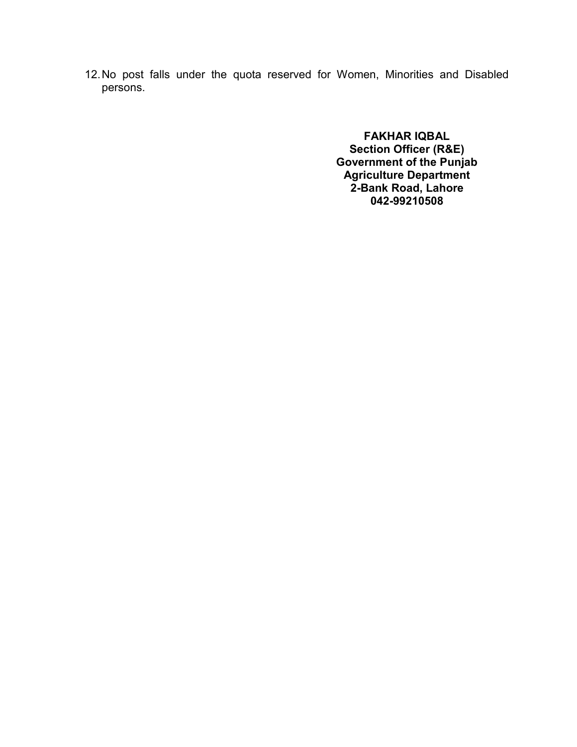12. No post falls under the quota reserved for Women, Minorities and Disabled persons.

**FAKHAR IQBAL**
**Section Officer (R&E)**
**Government of the Punjab**
**Agriculture Department**
**2-Bank Road, Lahore**
**042-99210508**